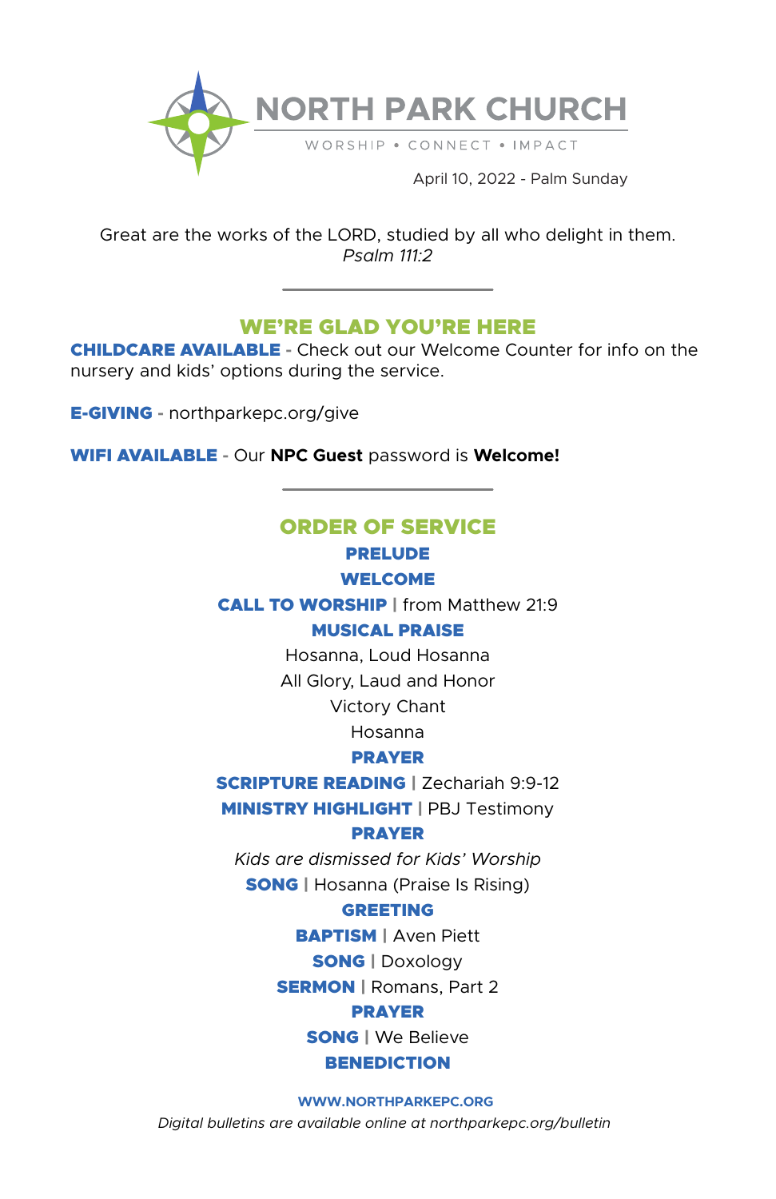# NORTH PARK CHURCH

WORSHIP • CONNECT • IMPACT

April 10, 2022 - Palm Sunday

Great are the works of the LORD, studied by all who delight in them.
*Psalm 111:2*

---

## WE'RE GLAD YOU'RE HERE

**CHILDCARE AVAILABLE** - Check out our Welcome Counter for info on the nursery and kids' options during the service.

**E-GIVING** - northparkepc.org/give

**WIFI AVAILABLE** - Our **NPC Guest** password is **Welcome!**

---

## ORDER OF SERVICE

**PRELUDE**

**WELCOME**

**CALL TO WORSHIP** | from Matthew 21:9

**MUSICAL PRAISE**

Hosanna, Loud Hosanna

All Glory, Laud and Honor

Victory Chant

Hosanna

**PRAYER**

**SCRIPTURE READING** | Zechariah 9:9-12

**MINISTRY HIGHLIGHT** | PBJ Testimony

**PRAYER**

*Kids are dismissed for Kids' Worship*

**SONG** | Hosanna (Praise Is Rising)

**GREETING**

**BAPTISM** | Aven Piett

**SONG** | Doxology

**SERMON** | Romans, Part 2

**PRAYER**

**SONG** | We Believe

**BENEDICTION**

**WWW.NORTHPARKEPC.ORG**

*Digital bulletins are available online at northparkepc.org/bulletin*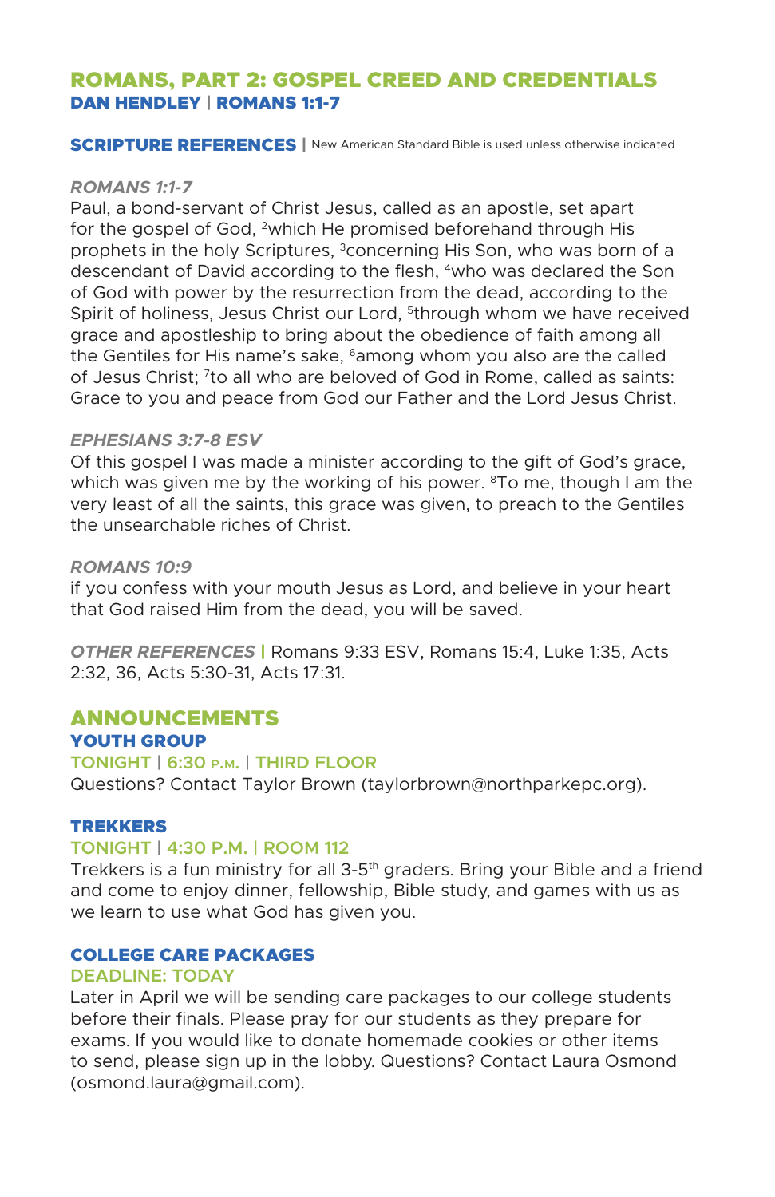# ROMANS, PART 2: GOSPEL CREED AND CREDENTIALS

**DAN HENDLEY | ROMANS 1:1-7**

## SCRIPTURE REFERENCES | New American Standard Bible is used unless otherwise indicated

*ROMANS 1:1-7*

Paul, a bond-servant of Christ Jesus, called as an apostle, set apart for the gospel of God, [2]which He promised beforehand through His prophets in the holy Scriptures, [3]concerning His Son, who was born of a descendant of David according to the flesh, [4]who was declared the Son of God with power by the resurrection from the dead, according to the Spirit of holiness, Jesus Christ our Lord, [5]through whom we have received grace and apostleship to bring about the obedience of faith among all the Gentiles for His name's sake, [6]among whom you also are the called of Jesus Christ; [7]to all who are beloved of God in Rome, called as saints: Grace to you and peace from God our Father and the Lord Jesus Christ.

*EPHESIANS 3:7-8 ESV*

Of this gospel I was made a minister according to the gift of God's grace, which was given me by the working of his power. [8]To me, though I am the very least of all the saints, this grace was given, to preach to the Gentiles the unsearchable riches of Christ.

*ROMANS 10:9*

if you confess with your mouth Jesus as Lord, and believe in your heart that God raised Him from the dead, you will be saved.

*OTHER REFERENCES* | Romans 9:33 ESV, Romans 15:4, Luke 1:35, Acts 2:32, 36, Acts 5:30-31, Acts 17:31.

## ANNOUNCEMENTS

### YOUTH GROUP

TONIGHT | 6:30 P.M. | THIRD FLOOR

Questions? Contact Taylor Brown (taylorbrown@northparkepc.org).

### TREKKERS

TONIGHT | 4:30 P.M. | ROOM 112

Trekkers is a fun ministry for all 3-5th graders. Bring your Bible and a friend and come to enjoy dinner, fellowship, Bible study, and games with us as we learn to use what God has given you.

### COLLEGE CARE PACKAGES

DEADLINE: TODAY

Later in April we will be sending care packages to our college students before their finals. Please pray for our students as they prepare for exams. If you would like to donate homemade cookies or other items to send, please sign up in the lobby. Questions? Contact Laura Osmond (osmond.laura@gmail.com).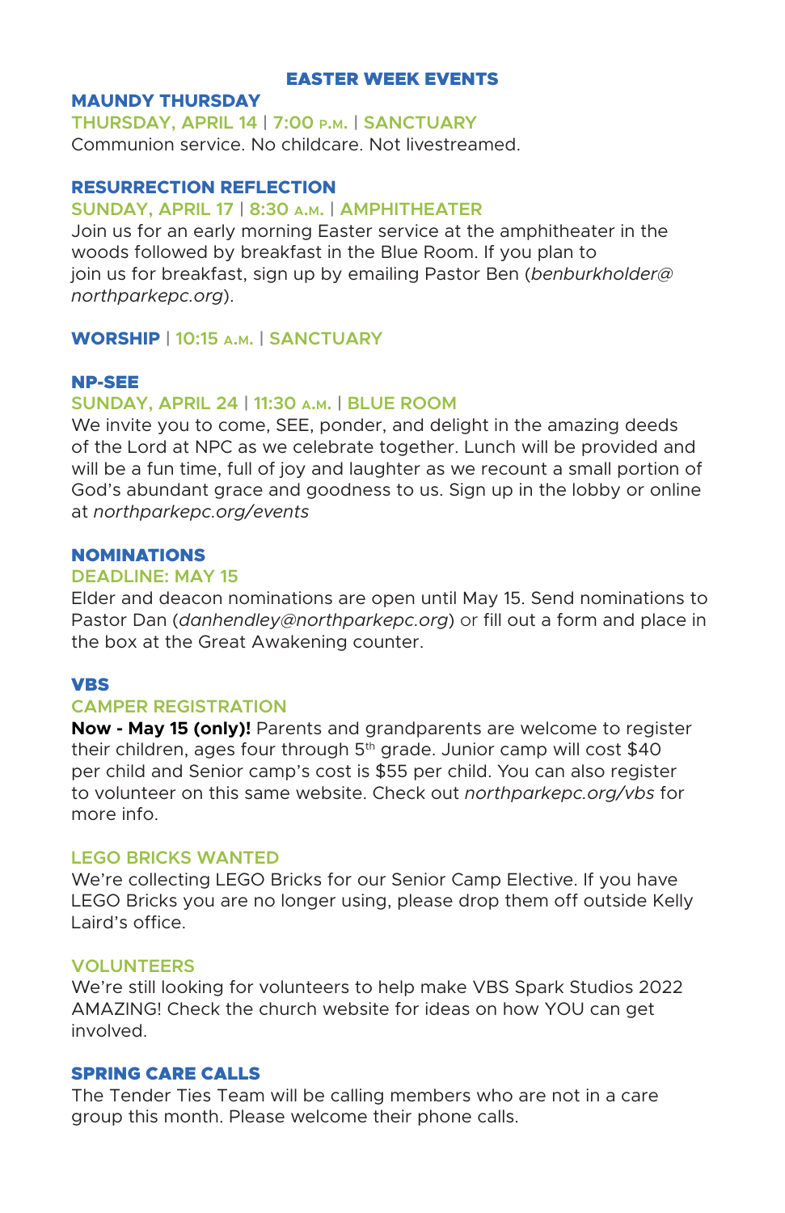# EASTER WEEK EVENTS

## MAUNDY THURSDAY

**THURSDAY, APRIL 14 | 7:00 P.M. | SANCTUARY**

Communion service. No childcare. Not livestreamed.

## RESURRECTION REFLECTION

**SUNDAY, APRIL 17 | 8:30 A.M. | AMPHITHEATER**

Join us for an early morning Easter service at the amphitheater in the woods followed by breakfast in the Blue Room. If you plan to join us for breakfast, sign up by emailing Pastor Ben (*benburkholder@northparkepc.org*).

## WORSHIP | 10:15 A.M. | SANCTUARY

## NP-SEE

**SUNDAY, APRIL 24 | 11:30 A.M. | BLUE ROOM**

We invite you to come, SEE, ponder, and delight in the amazing deeds of the Lord at NPC as we celebrate together. Lunch will be provided and will be a fun time, full of joy and laughter as we recount a small portion of God's abundant grace and goodness to us. Sign up in the lobby or online at *northparkepc.org/events*

## NOMINATIONS

**DEADLINE: MAY 15**

Elder and deacon nominations are open until May 15. Send nominations to Pastor Dan (*danhendley@northparkepc.org*) or fill out a form and place in the box at the Great Awakening counter.

## VBS

### CAMPER REGISTRATION

**Now - May 15 (only)!** Parents and grandparents are welcome to register their children, ages four through 5th grade. Junior camp will cost $40 per child and Senior camp's cost is $55 per child. You can also register to volunteer on this same website. Check out *northparkepc.org/vbs* for more info.

### LEGO BRICKS WANTED

We're collecting LEGO Bricks for our Senior Camp Elective. If you have LEGO Bricks you are no longer using, please drop them off outside Kelly Laird's office.

### VOLUNTEERS

We're still looking for volunteers to help make VBS Spark Studios 2022 AMAZING! Check the church website for ideas on how YOU can get involved.

## SPRING CARE CALLS

The Tender Ties Team will be calling members who are not in a care group this month. Please welcome their phone calls.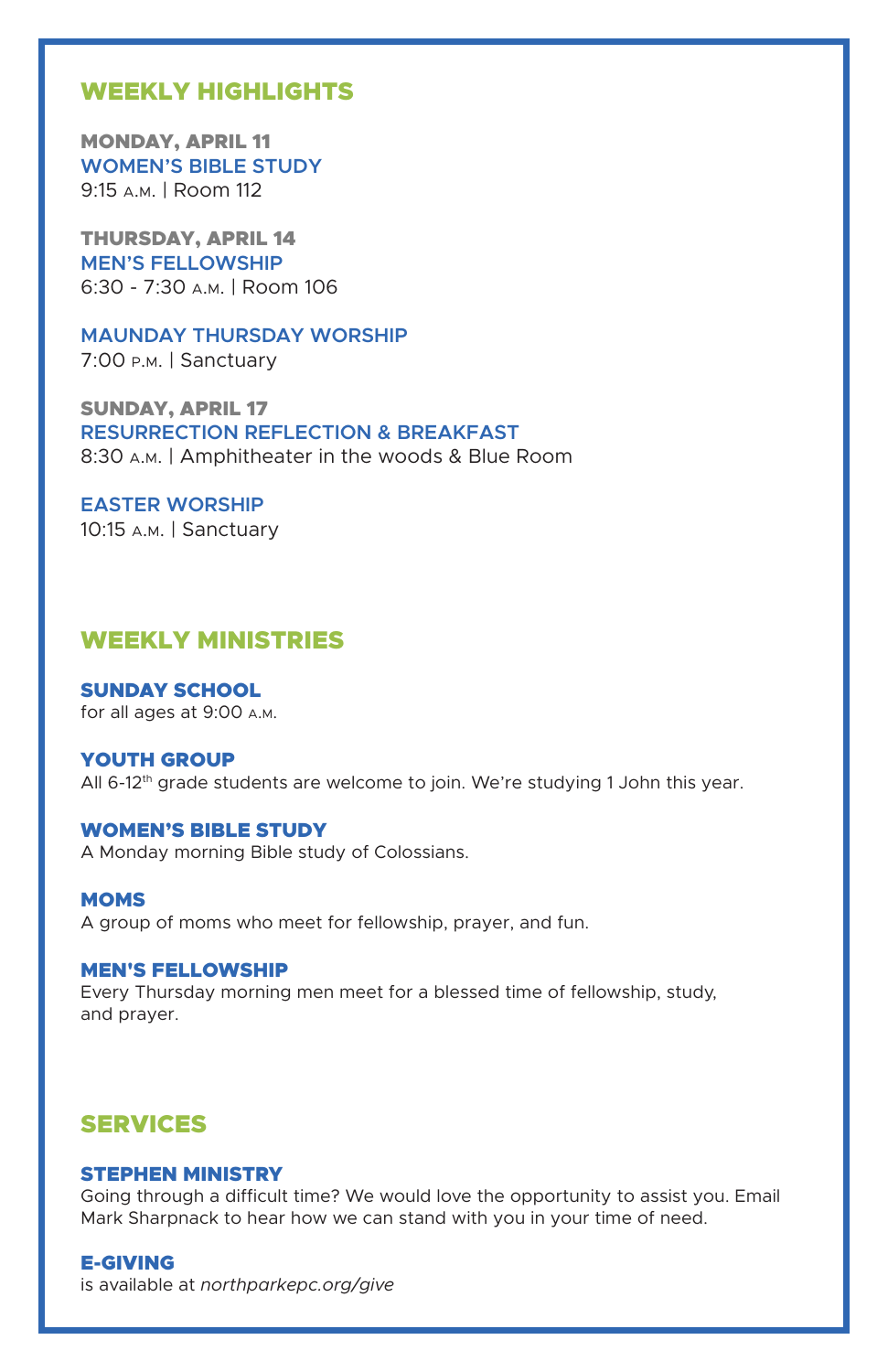## WEEKLY HIGHLIGHTS

**MONDAY, APRIL 11**

**WOMEN'S BIBLE STUDY**
9:15 A.M. | Room 112

**THURSDAY, APRIL 14**

**MEN'S FELLOWSHIP**
6:30 - 7:30 A.M. | Room 106

**MAUNDAY THURSDAY WORSHIP**
7:00 P.M. | Sanctuary

**SUNDAY, APRIL 17**

**RESURRECTION REFLECTION & BREAKFAST**
8:30 A.M. | Amphitheater in the woods & Blue Room

**EASTER WORSHIP**
10:15 A.M. | Sanctuary

## WEEKLY MINISTRIES

**SUNDAY SCHOOL**
for all ages at 9:00 A.M.

**YOUTH GROUP**
All 6-12th grade students are welcome to join. We're studying 1 John this year.

**WOMEN'S BIBLE STUDY**
A Monday morning Bible study of Colossians.

**MOMS**
A group of moms who meet for fellowship, prayer, and fun.

**MEN'S FELLOWSHIP**
Every Thursday morning men meet for a blessed time of fellowship, study, and prayer.

## SERVICES

**STEPHEN MINISTRY**
Going through a difficult time? We would love the opportunity to assist you. Email Mark Sharpnack to hear how we can stand with you in your time of need.

**E-GIVING**
is available at *northparkepc.org/give*